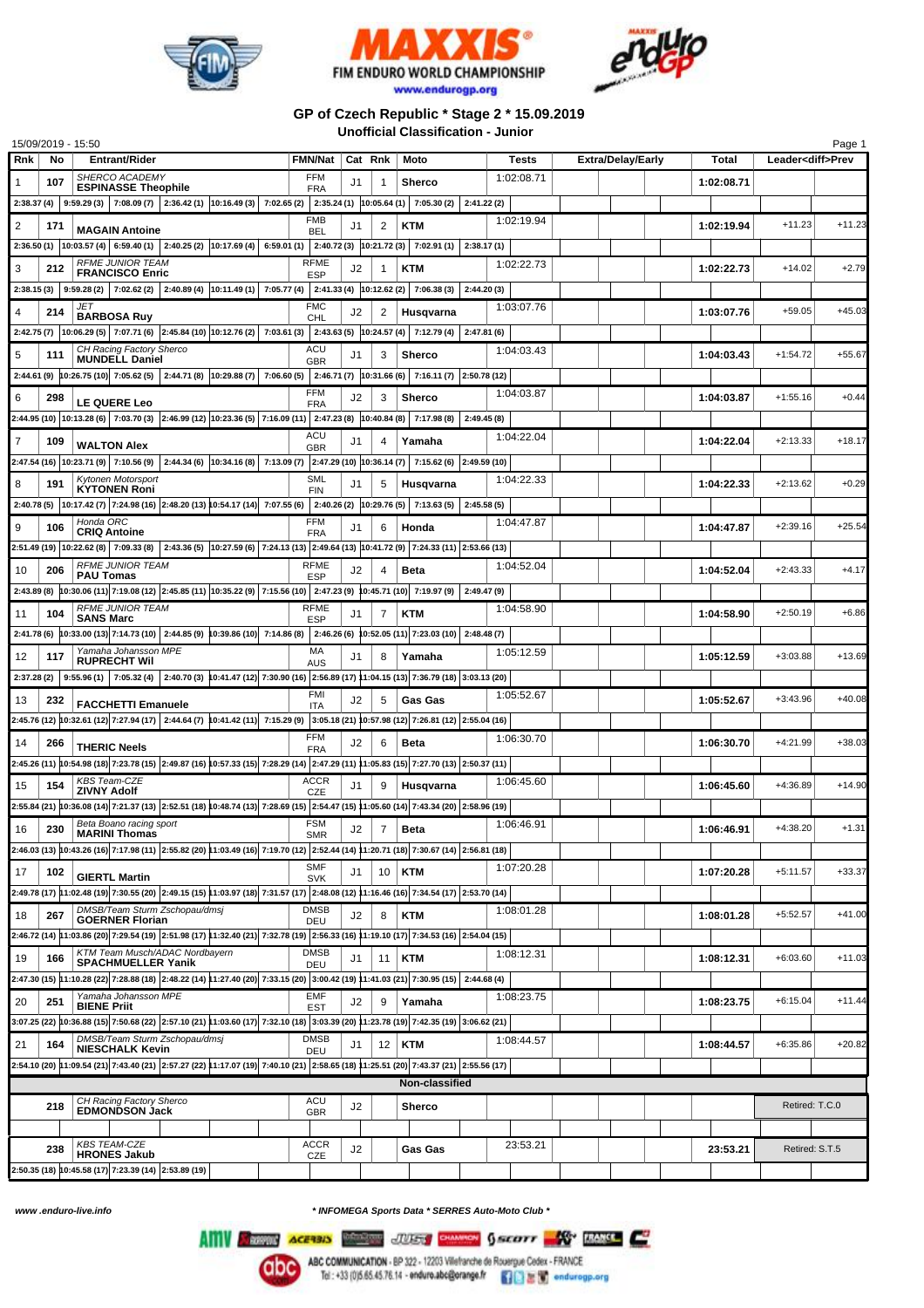FIM ENDURO WORLD CHAMPIONSHIP
www.endurogp.org

## GP of Czech Republic * Stage 2 * 15.09.2019

### Unofficial Classification - Junior

15/09/2019 - 15:50

| Rnk | No | Entrant/Rider | FMN/Nat | Cat | Rnk | Moto | Tests | Extra/Delay/Early | Total | Leader<diff>Prev | |
|---|---|---|---|---|---|---|---|---|---|---|---|
| 1 | 107 | *SHERCO ACADEMY* **ESPINASSE Theophile** | FFM FRA | J1 | 1 | Sherco | 1:02:08.71 | | 1:02:08.71 | | |
| | | 2:38.37 (4) 9:59.29 (3) 7:08.09 (7) 2:36.42 (1) 10:16.49 (3) 7:02.65 (2) 2:35.24 (1) 10:05.64 (1) 7:05.30 (2) 2:41.22 (2) | | | | | | | | | |
| 2 | 171 | **MAGAIN Antoine** | FMB BEL | J1 | 2 | KTM | 1:02:19.94 | | 1:02:19.94 | +11.23 | +11.23 |
| | | 2:36.50 (1) 10:03.57 (4) 6:59.40 (1) 2:40.25 (2) 10:17.69 (4) 6:59.01 (1) 2:40.72 (3) 10:21.72 (3) 7:02.91 (1) 2:38.17 (1) | | | | | | | | | |
| 3 | 212 | *RFME JUNIOR TEAM* **FRANCISCO Enric** | RFME ESP | J2 | 1 | KTM | 1:02:22.73 | | 1:02:22.73 | +14.02 | +2.79 |
| | | 2:38.15 (3) 9:59.28 (2) 7:02.62 (2) 2:40.89 (4) 10:11.49 (1) 7:05.77 (4) 2:41.33 (4) 10:12.62 (2) 7:06.38 (3) 2:44.20 (3) | | | | | | | | | |
| 4 | 214 | *JET* **BARBOSA Ruy** | FMC CHL | J2 | 2 | Husqvarna | 1:03:07.76 | | 1:03:07.76 | +59.05 | +45.03 |
| | | 2:42.75 (7) 10:06.29 (5) 7:07.71 (6) 2:45.84 (10) 10:12.76 (2) 7:03.61 (3) 2:43.63 (5) 10:24.57 (4) 7:12.79 (4) 2:47.81 (6) | | | | | | | | | |
| 5 | 111 | *CH Racing Factory Sherco* **MUNDELL Daniel** | ACU GBR | J1 | 3 | Sherco | 1:04:03.43 | | 1:04:03.43 | +1:54.72 | +55.67 |
| | | 2:44.61 (9) 10:26.75 (10) 7:05.62 (5) 2:44.71 (8) 10:29.88 (7) 7:06.60 (5) 2:46.71 (7) 10:31.66 (6) 7:16.11 (7) 2:50.78 (12) | | | | | | | | | |
| 6 | 298 | **LE QUERE Leo** | FFM FRA | J2 | 3 | Sherco | 1:04:03.87 | | 1:04:03.87 | +1:55.16 | +0.44 |
| | | 2:44.95 (10) 10:13.28 (6) 7:03.70 (3) 2:46.99 (12) 10:23.36 (5) 7:16.09 (11) 2:47.23 (8) 10:40.84 (8) 7:17.98 (8) 2:49.45 (8) | | | | | | | | | |
| 7 | 109 | **WALTON Alex** | ACU GBR | J1 | 4 | Yamaha | 1:04:22.04 | | 1:04:22.04 | +2:13.33 | +18.17 |
| | | 2:47.54 (16) 10:23.71 (9) 7:10.56 (9) 2:44.34 (6) 10:34.16 (8) 7:13.09 (7) 2:47.29 (10) 10:36.14 (7) 7:15.62 (6) 2:49.59 (10) | | | | | | | | | |
| 8 | 191 | *Kytonen Motorsport* **KYTONEN Roni** | SML FIN | J1 | 5 | Husqvarna | 1:04:22.33 | | 1:04:22.33 | +2:13.62 | +0.29 |
| | | 2:40.78 (5) 10:17.42 (7) 7:24.98 (16) 2:48.20 (13) 10:54.17 (14) 7:07.55 (6) 2:40.26 (2) 10:29.76 (5) 7:13.63 (5) 2:45.58 (5) | | | | | | | | | |
| 9 | 106 | *Honda ORC* **CRIQ Antoine** | FFM FRA | J1 | 6 | Honda | 1:04:47.87 | | 1:04:47.87 | +2:39.16 | +25.54 |
| | | 2:51.49 (19) 10:22.62 (8) 7:09.33 (8) 2:43.36 (5) 10:27.59 (6) 7:24.13 (13) 2:49.64 (13) 10:41.72 (9) 7:24.33 (11) 2:53.66 (13) | | | | | | | | | |
| 10 | 206 | *RFME JUNIOR TEAM* **PAU Tomas** | RFME ESP | J2 | 4 | Beta | 1:04:52.04 | | 1:04:52.04 | +2:43.33 | +4.17 |
| | | 2:43.89 (8) 10:30.06 (11) 7:19.08 (12) 2:45.85 (11) 10:35.22 (9) 7:15.56 (10) 2:47.23 (9) 10:45.71 (10) 7:19.97 (9) 2:49.47 (9) | | | | | | | | | |
| 11 | 104 | *RFME JUNIOR TEAM* **SANS Marc** | RFME ESP | J1 | 7 | KTM | 1:04:58.90 | | 1:04:58.90 | +2:50.19 | +6.86 |
| | | 2:41.78 (6) 10:33.00 (13) 7:14.73 (10) 2:44.85 (9) 10:39.86 (10) 7:14.86 (8) 2:46.26 (6) 10:52.05 (11) 7:23.03 (10) 2:48.48 (7) | | | | | | | | | |
| 12 | 117 | *Yamaha Johansson MPE* **RUPRECHT Wil** | MA AUS | J1 | 8 | Yamaha | 1:05:12.59 | | 1:05:12.59 | +3:03.88 | +13.69 |
| | | 2:37.28 (2) 9:55.96 (1) 7:05.32 (4) 2:40.70 (3) 10:41.47 (12) 7:30.90 (16) 2:56.89 (17) 11:04.15 (13) 7:36.79 (18) 3:03.13 (20) | | | | | | | | | |
| 13 | 232 | **FACCHETTI Emanuele** | FMI ITA | J2 | 5 | Gas Gas | 1:05:52.67 | | 1:05:52.67 | +3:43.96 | +40.08 |
| | | 2:45.76 (12) 10:32.61 (12) 7:27.94 (17) 2:44.64 (7) 10:41.42 (11) 7:15.29 (9) 3:05.18 (21) 10:57.98 (12) 7:26.81 (12) 2:55.04 (16) | | | | | | | | | |
| 14 | 266 | **THERIC Neels** | FFM FRA | J2 | 6 | Beta | 1:06:30.70 | | 1:06:30.70 | +4:21.99 | +38.03 |
| | | 2:45.26 (11) 10:54.98 (18) 7:23.78 (15) 2:49.87 (16) 10:57.33 (15) 7:28.29 (14) 2:47.29 (11) 11:05.83 (15) 7:27.70 (13) 2:50.37 (11) | | | | | | | | | |
| 15 | 154 | *KBS Team-CZE* **ZIVNY Adolf** | ACCR CZE | J1 | 9 | Husqvarna | 1:06:45.60 | | 1:06:45.60 | +4:36.89 | +14.90 |
| | | 2:55.84 (21) 10:36.08 (14) 7:21.37 (13) 2:52.51 (18) 10:48.74 (13) 7:28.69 (15) 2:54.47 (15) 11:05.60 (14) 7:43.34 (20) 2:58.96 (19) | | | | | | | | | |
| 16 | 230 | *Beta Boano racing sport* **MARINI Thomas** | FSM SMR | J2 | 7 | Beta | 1:06:46.91 | | 1:06:46.91 | +4:38.20 | +1.31 |
| | | 2:46.03 (13) 10:43.26 (16) 7:17.98 (11) 2:55.82 (20) 11:03.49 (16) 7:19.70 (12) 2:52.44 (14) 11:20.71 (18) 7:30.67 (14) 2:56.81 (18) | | | | | | | | | |
| 17 | 102 | **GIERTL Martin** | SMF SVK | J1 | 10 | KTM | 1:07:20.28 | | 1:07:20.28 | +5:11.57 | +33.37 |
| | | 2:49.78 (17) 11:02.48 (19) 7:30.55 (20) 2:49.15 (15) 11:03.97 (18) 7:31.57 (17) 2:48.08 (12) 11:16.46 (16) 7:34.54 (17) 2:53.70 (14) | | | | | | | | | |
| 18 | 267 | *DMSB/Team Sturm Zschopau/dmsj* **GOERNER Florian** | DMSB DEU | J2 | 8 | KTM | 1:08:01.28 | | 1:08:01.28 | +5:52.57 | +41.00 |
| | | 2:46.72 (14) 11:03.86 (20) 7:29.54 (19) 2:51.98 (17) 11:32.40 (21) 7:32.78 (19) 2:56.33 (16) 11:19.10 (17) 7:34.53 (16) 2:54.04 (15) | | | | | | | | | |
| 19 | 166 | *KTM Team Musch/ADAC Nordbayern* **SPACHMUELLER Yanik** | DMSB DEU | J1 | 11 | KTM | 1:08:12.31 | | 1:08:12.31 | +6:03.60 | +11.03 |
| | | 2:47.30 (15) 11:10.28 (22) 7:28.88 (18) 2:48.22 (14) 11:27.40 (20) 7:33.15 (20) 3:00.42 (19) 11:41.03 (21) 7:30.95 (15) 2:44.68 (4) | | | | | | | | | |
| 20 | 251 | *Yamaha Johansson MPE* **BIENE Priit** | EMF EST | J2 | 9 | Yamaha | 1:08:23.75 | | 1:08:23.75 | +6:15.04 | +11.44 |
| | | 3:07.25 (22) 10:36.88 (15) 7:50.68 (22) 2:57.10 (21) 11:03.60 (17) 7:32.10 (18) 3:03.39 (20) 11:23.78 (19) 7:42.35 (19) 3:06.62 (21) | | | | | | | | | |
| 21 | 164 | *DMSB/Team Sturm Zschopau/dmsj* **NESCHALK Kevin** | DMSB DEU | J1 | 12 | KTM | 1:08:44.57 | | 1:08:44.57 | +6:35.86 | +20.82 |
| | | 2:54.10 (20) 11:09.54 (21) 7:43.40 (21) 2:57.27 (22) 11:17.07 (19) 7:40.10 (21) 2:58.65 (18) 11:25.51 (20) 7:43.37 (21) 2:55.56 (17) | | | | | | | | | |
| | | | | | | **Non-classified** | | | | | |
| | 218 | *CH Racing Factory Sherco* **EDMONDSON Jack** | ACU GBR | J2 | | Sherco | | | | Retired: T.C.0 | |
| | 238 | *KBS TEAM-CZE* **HRONES Jakub** | ACCR CZE | J2 | | Gas Gas | 23:53.21 | | 23:53.21 | Retired: S.T.5 | |
| | | 2:50.35 (18) 10:45.58 (17) 7:23.39 (14) 2:53.89 (19) | | | | | | | | | |

www.enduro-live.info

* INFOMEGA Sports Data * SERRES Auto-Moto Club *

ABC COMMUNICATION - BP 322 - 12203 Villefranche de Rouergue Cedex - FRANCE
Tel : +33 (0)5.65.45.76.14 - enduro.abc@orange.fr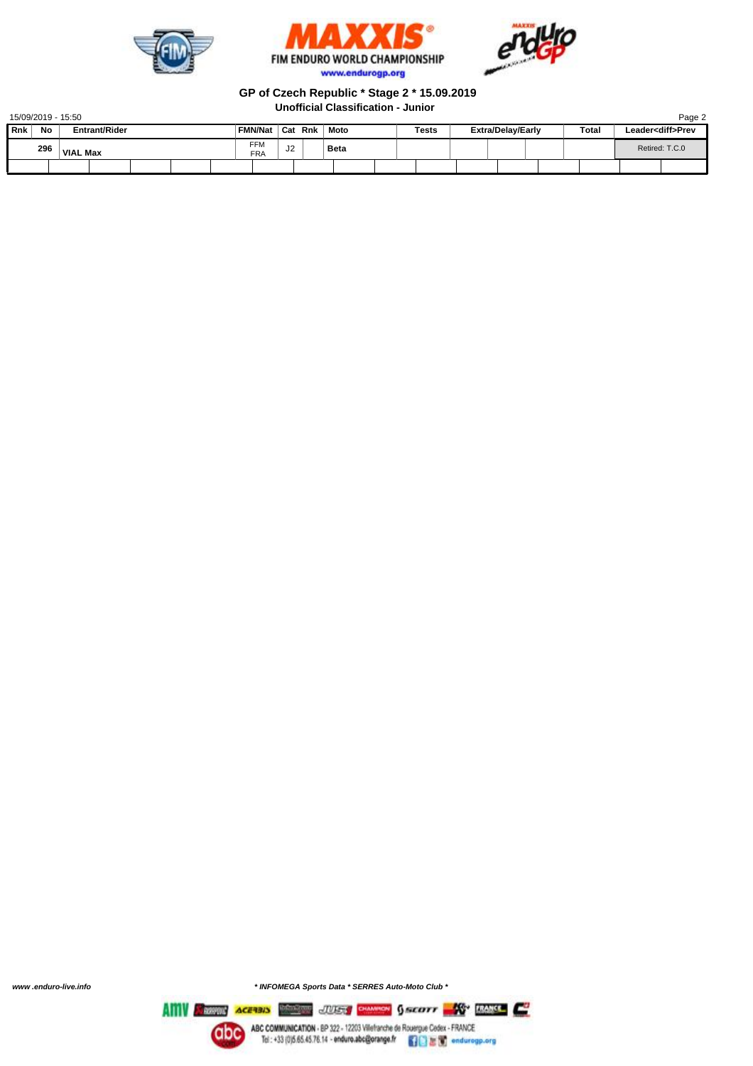## GP of Czech Republic * Stage 2 * 15.09.2019

### Unofficial Classification - Junior

15/09/2019 - 15:50

| Rnk | No | Entrant/Rider | FMN/Nat | Cat | Rnk | Moto | Tests | Extra/Delay/Early | Total | Leader<diff>Prev |
|---|---|---|---|---|---|---|---|---|---|---|
| | 296 | VIAL Max | FFM FRA | J2 | | Beta | | | | Retired: T.C.0 |

*www .enduro-live.info*

*\* INFOMEGA Sports Data \* SERRES Auto-Moto Club \**

ABC COMMUNICATION - BP 322 - 12203 Villefranche de Rouergue Cedex - FRANCE
Tel : +33 (0)5.65.45.76.14 - enduro.abc@orange.fr
endurogp.org